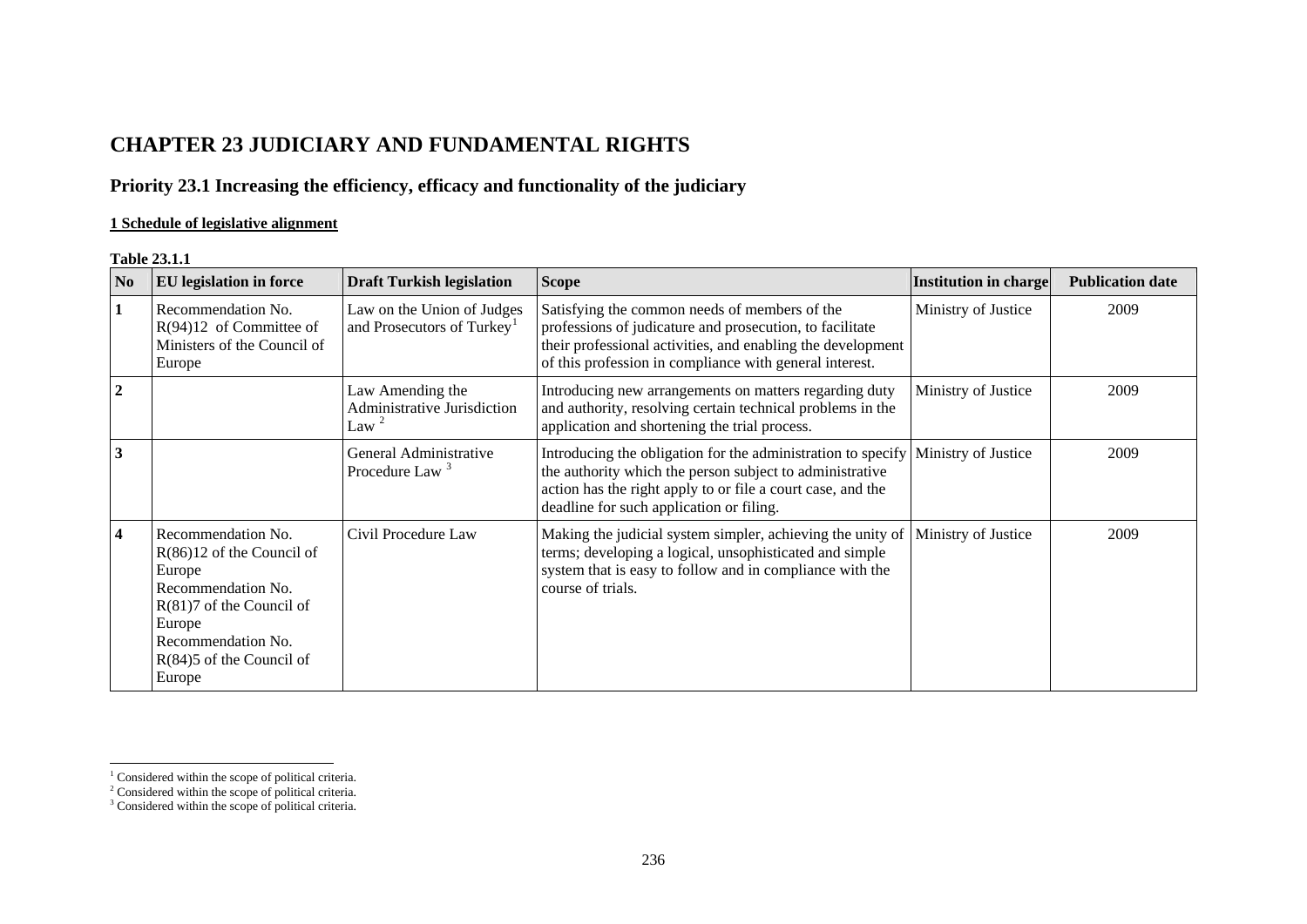# CHAPTER 23 JUDICIARY AND FUNDAMENTAL RIGHTS

## Priority 23.1 Increasing the efficiency, efficacy and functionality of the judiciary

### 1 Schedule of legislative alignment

**Table 23.1.1**

| No | EU legislation in force | Draft Turkish legislation | Scope | Institution in charge | Publication date |
|---|---|---|---|---|---|
| 1 | Recommendation No. R(94)12 of Committee of Ministers of the Council of Europe | Law on the Union of Judges and Prosecutors of Turkey[1] | Satisfying the common needs of members of the professions of judicature and prosecution, to facilitate their professional activities, and enabling the development of this profession in compliance with general interest. | Ministry of Justice | 2009 |
| 2 | | Law Amending the Administrative Jurisdiction Law [2] | Introducing new arrangements on matters regarding duty and authority, resolving certain technical problems in the application and shortening the trial process. | Ministry of Justice | 2009 |
| 3 | | General Administrative Procedure Law [3] | Introducing the obligation for the administration to specify the authority which the person subject to administrative action has the right apply to or file a court case, and the deadline for such application or filing. | Ministry of Justice | 2009 |
| 4 | Recommendation No. R(86)12 of the Council of Europe Recommendation No. R(81)7 of the Council of Europe Recommendation No. R(84)5 of the Council of Europe | Civil Procedure Law | Making the judicial system simpler, achieving the unity of terms; developing a logical, unsophisticated and simple system that is easy to follow and in compliance with the course of trials. | Ministry of Justice | 2009 |

[1] Considered within the scope of political criteria.
[2] Considered within the scope of political criteria.
[3] Considered within the scope of political criteria.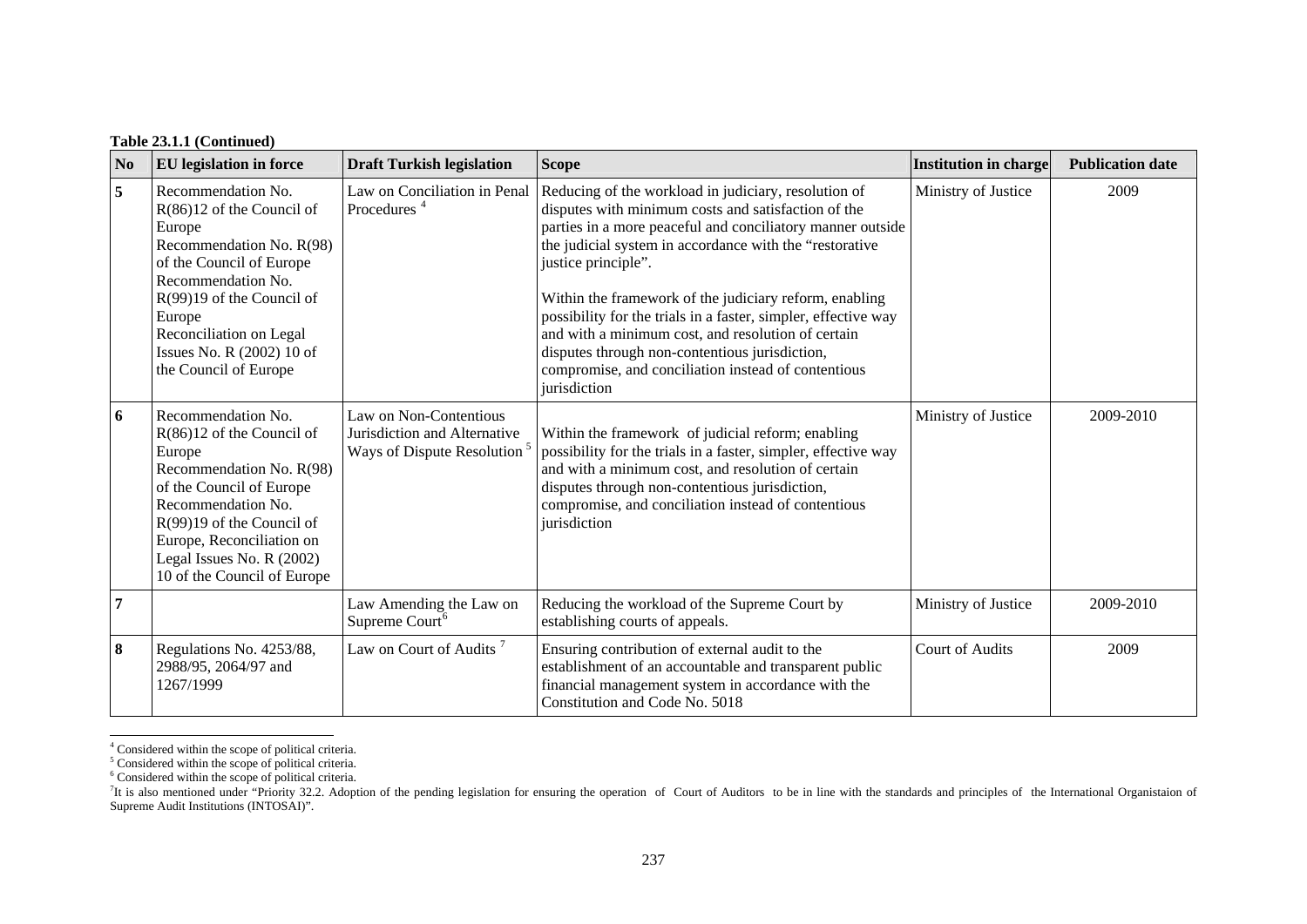**Table 23.1.1 (Continued)**

| No | EU legislation in force | Draft Turkish legislation | Scope | Institution in charge | Publication date |
|---|---|---|---|---|---|
| 5 | Recommendation No. R(86)12 of the Council of Europe Recommendation No. R(98) of the Council of Europe Recommendation No. R(99)19 of the Council of Europe Reconciliation on Legal Issues No. R (2002) 10 of the Council of Europe | Law on Conciliation in Penal Procedures [4] | Reducing of the workload in judiciary, resolution of disputes with minimum costs and satisfaction of the parties in a more peaceful and conciliatory manner outside the judicial system in accordance with the "restorative justice principle". Within the framework of the judiciary reform, enabling possibility for the trials in a faster, simpler, effective way and with a minimum cost, and resolution of certain disputes through non-contentious jurisdiction, compromise, and conciliation instead of contentious jurisdiction | Ministry of Justice | 2009 |
| 6 | Recommendation No. R(86)12 of the Council of Europe Recommendation No. R(98) of the Council of Europe Recommendation No. R(99)19 of the Council of Europe, Reconciliation on Legal Issues No. R (2002) 10 of the Council of Europe | Law on Non-Contentious Jurisdiction and Alternative Ways of Dispute Resolution [5] | Within the framework of judicial reform; enabling possibility for the trials in a faster, simpler, effective way and with a minimum cost, and resolution of certain disputes through non-contentious jurisdiction, compromise, and conciliation instead of contentious jurisdiction | Ministry of Justice | 2009-2010 |
| 7 | | Law Amending the Law on Supreme Court[6] | Reducing the workload of the Supreme Court by establishing courts of appeals. | Ministry of Justice | 2009-2010 |
| 8 | Regulations No. 4253/88, 2988/95, 2064/97 and 1267/1999 | Law on Court of Audits [7] | Ensuring contribution of external audit to the establishment of an accountable and transparent public financial management system in accordance with the Constitution and Code No. 5018 | Court of Audits | 2009 |

[4] Considered within the scope of political criteria.

[5] Considered within the scope of political criteria.

[6] Considered within the scope of political criteria.

[7] It is also mentioned under "Priority 32.2. Adoption of the pending legislation for ensuring the operation of Court of Auditors to be in line with the standards and principles of the International Organistaion of Supreme Audit Institutions (INTOSAI)".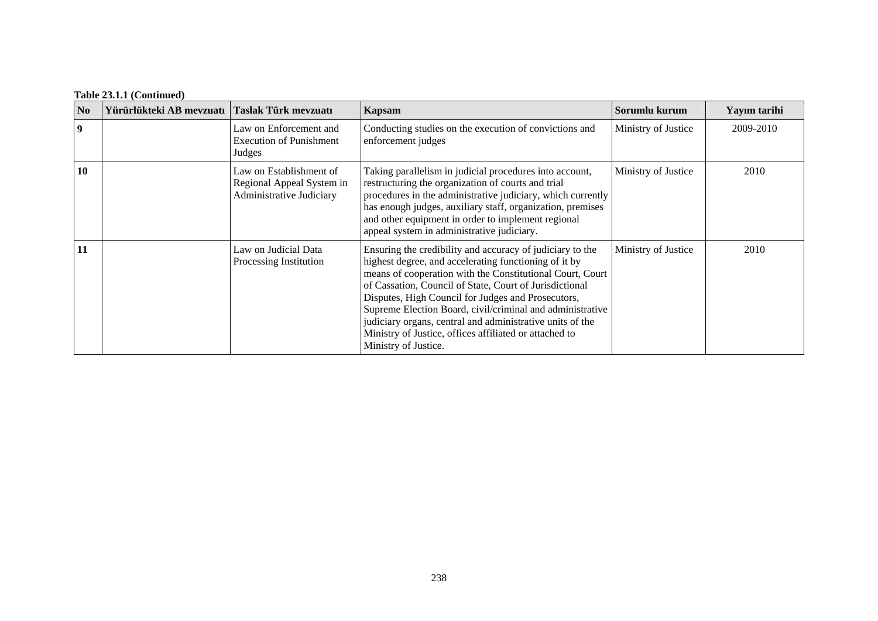**Table 23.1.1 (Continued)**

| No | Yürürlükteki AB mevzuatı | Taslak Türk mevzuatı | Kapsam | Sorumlu kurum | Yayım tarihi |
|---|---|---|---|---|---|
| **9** | | Law on Enforcement and Execution of Punishment Judges | Conducting studies on the execution of convictions and enforcement judges | Ministry of Justice | 2009-2010 |
| **10** | | Law on Establishment of Regional Appeal System in Administrative Judiciary | Taking parallelism in judicial procedures into account, restructuring the organization of courts and trial procedures in the administrative judiciary, which currently has enough judges, auxiliary staff, organization, premises and other equipment in order to implement regional appeal system in administrative judiciary. | Ministry of Justice | 2010 |
| **11** | | Law on Judicial Data Processing Institution | Ensuring the credibility and accuracy of judiciary to the highest degree, and accelerating functioning of it by means of cooperation with the Constitutional Court, Court of Cassation, Council of State, Court of Jurisdictional Disputes, High Council for Judges and Prosecutors, Supreme Election Board, civil/criminal and administrative judiciary organs, central and administrative units of the Ministry of Justice, offices affiliated or attached to Ministry of Justice. | Ministry of Justice | 2010 |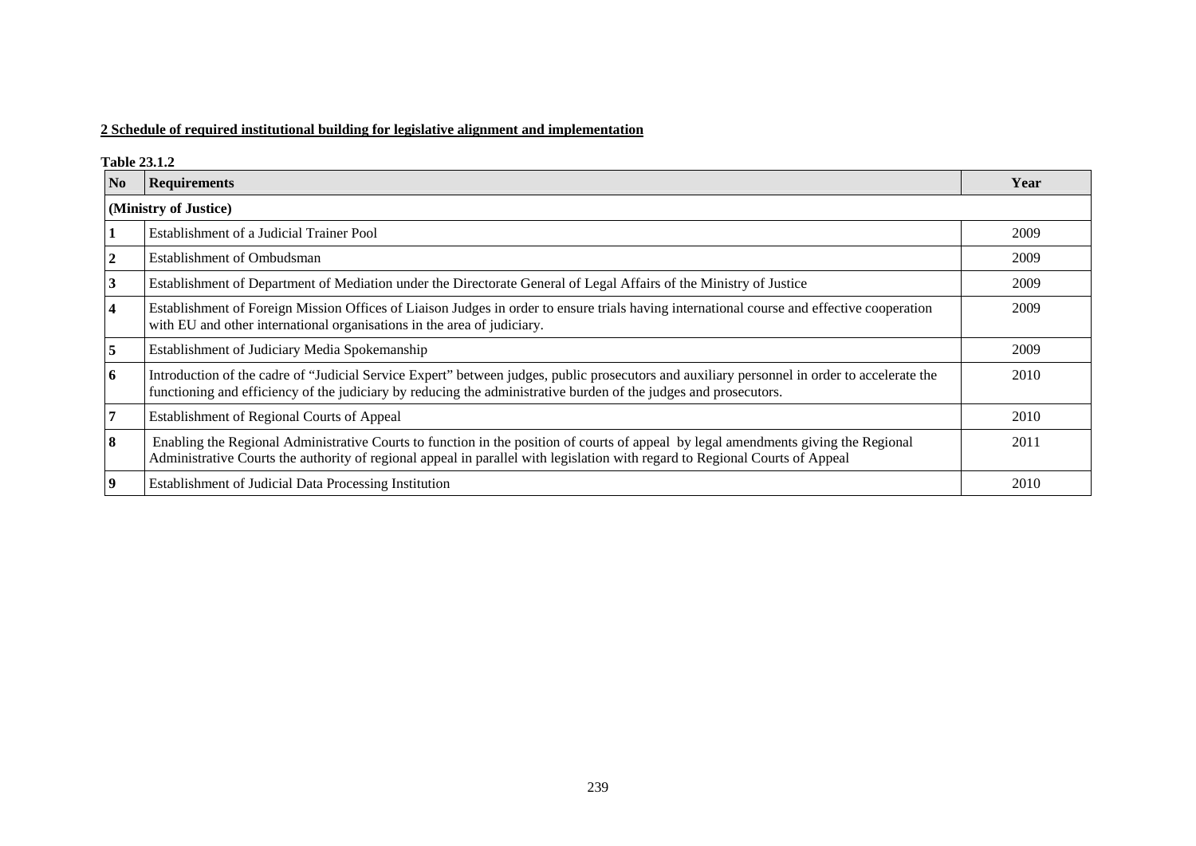**2 Schedule of required institutional building for legislative alignment and implementation**

**Table 23.1.2**

| No | Requirements | Year |
|---|---|---|
| **(Ministry of Justice)** | | |
| 1 | Establishment of a Judicial Trainer Pool | 2009 |
| 2 | Establishment of Ombudsman | 2009 |
| 3 | Establishment of Department of Mediation under the Directorate General of Legal Affairs of the Ministry of Justice | 2009 |
| 4 | Establishment of Foreign Mission Offices of Liaison Judges in order to ensure trials having international course and effective cooperation with EU and other international organisations in the area of judiciary. | 2009 |
| 5 | Establishment of Judiciary Media Spokemanship | 2009 |
| 6 | Introduction of the cadre of "Judicial Service Expert" between judges, public prosecutors and auxiliary personnel in order to accelerate the functioning and efficiency of the judiciary by reducing the administrative burden of the judges and prosecutors. | 2010 |
| 7 | Establishment of Regional Courts of Appeal | 2010 |
| 8 | Enabling the Regional Administrative Courts to function in the position of courts of appeal by legal amendments giving the Regional Administrative Courts the authority of regional appeal in parallel with legislation with regard to Regional Courts of Appeal | 2011 |
| 9 | Establishment of Judicial Data Processing Institution | 2010 |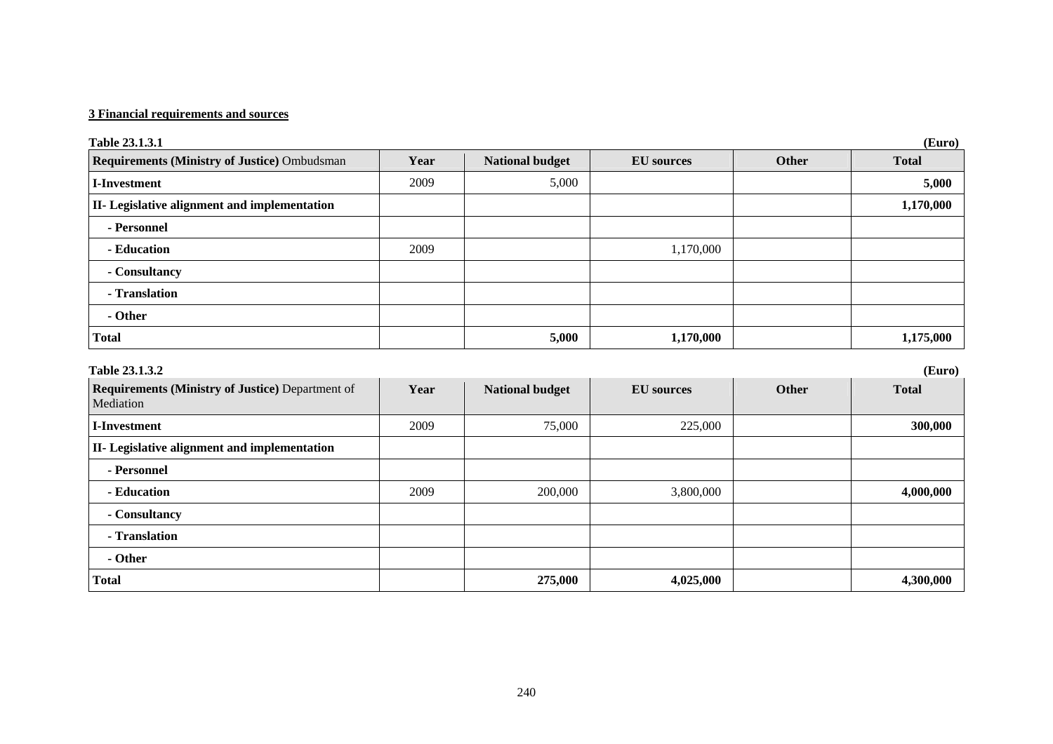**3 Financial requirements and sources**

**Table 23.1.3.1** **(Euro)**

| **Requirements (Ministry of Justice)** Ombudsman | **Year** | **National budget** | **EU sources** | **Other** | **Total** |
|---|---|---|---|---|---|
| **I-Investment** | 2009 | 5,000 | | | **5,000** |
| **II- Legislative alignment and implementation** | | | | | **1,170,000** |
| **- Personnel** | | | | | |
| **- Education** | 2009 | | 1,170,000 | | |
| **- Consultancy** | | | | | |
| **- Translation** | | | | | |
| **- Other** | | | | | |
| **Total** | | **5,000** | **1,170,000** | | **1,175,000** |

**Table 23.1.3.2** **(Euro)**

| **Requirements (Ministry of Justice)** Department of Mediation | **Year** | **National budget** | **EU sources** | **Other** | **Total** |
|---|---|---|---|---|---|
| **I-Investment** | 2009 | 75,000 | 225,000 | | **300,000** |
| **II- Legislative alignment and implementation** | | | | | |
| **- Personnel** | | | | | |
| **- Education** | 2009 | 200,000 | 3,800,000 | | **4,000,000** |
| **- Consultancy** | | | | | |
| **- Translation** | | | | | |
| **- Other** | | | | | |
| **Total** | | **275,000** | **4,025,000** | | **4,300,000** |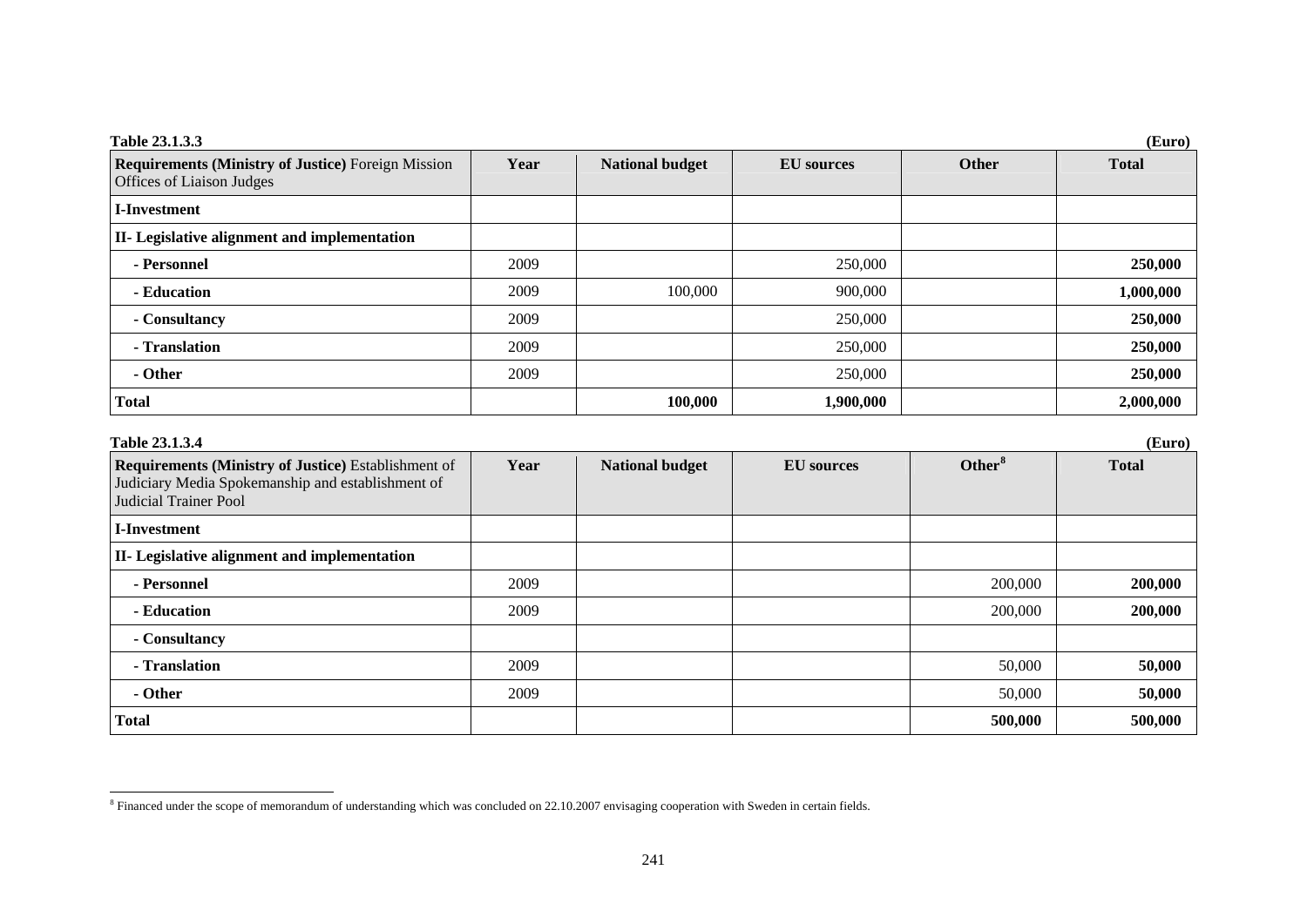**Table 23.1.3.3** **(Euro)**

| **Requirements (Ministry of Justice)** Foreign Mission Offices of Liaison Judges | **Year** | **National budget** | **EU sources** | **Other** | **Total** |
|---|---|---|---|---|---|
| **I-Investment** | | | | | |
| **II- Legislative alignment and implementation** | | | | | |
| **- Personnel** | 2009 | | 250,000 | | **250,000** |
| **- Education** | 2009 | 100,000 | 900,000 | | **1,000,000** |
| **- Consultancy** | 2009 | | 250,000 | | **250,000** |
| **- Translation** | 2009 | | 250,000 | | **250,000** |
| **- Other** | 2009 | | 250,000 | | **250,000** |
| **Total** | | **100,000** | **1,900,000** | | **2,000,000** |

**Table 23.1.3.4** **(Euro)**

| **Requirements (Ministry of Justice)** Establishment of Judiciary Media Spokemanship and establishment of Judicial Trainer Pool | **Year** | **National budget** | **EU sources** | **Other**[8] | **Total** |
|---|---|---|---|---|---|
| **I-Investment** | | | | | |
| **II- Legislative alignment and implementation** | | | | | |
| **- Personnel** | 2009 | | | 200,000 | **200,000** |
| **- Education** | 2009 | | | 200,000 | **200,000** |
| **- Consultancy** | | | | | |
| **- Translation** | 2009 | | | 50,000 | **50,000** |
| **- Other** | 2009 | | | 50,000 | **50,000** |
| **Total** | | | | **500,000** | **500,000** |

[8] Financed under the scope of memorandum of understanding which was concluded on 22.10.2007 envisaging cooperation with Sweden in certain fields.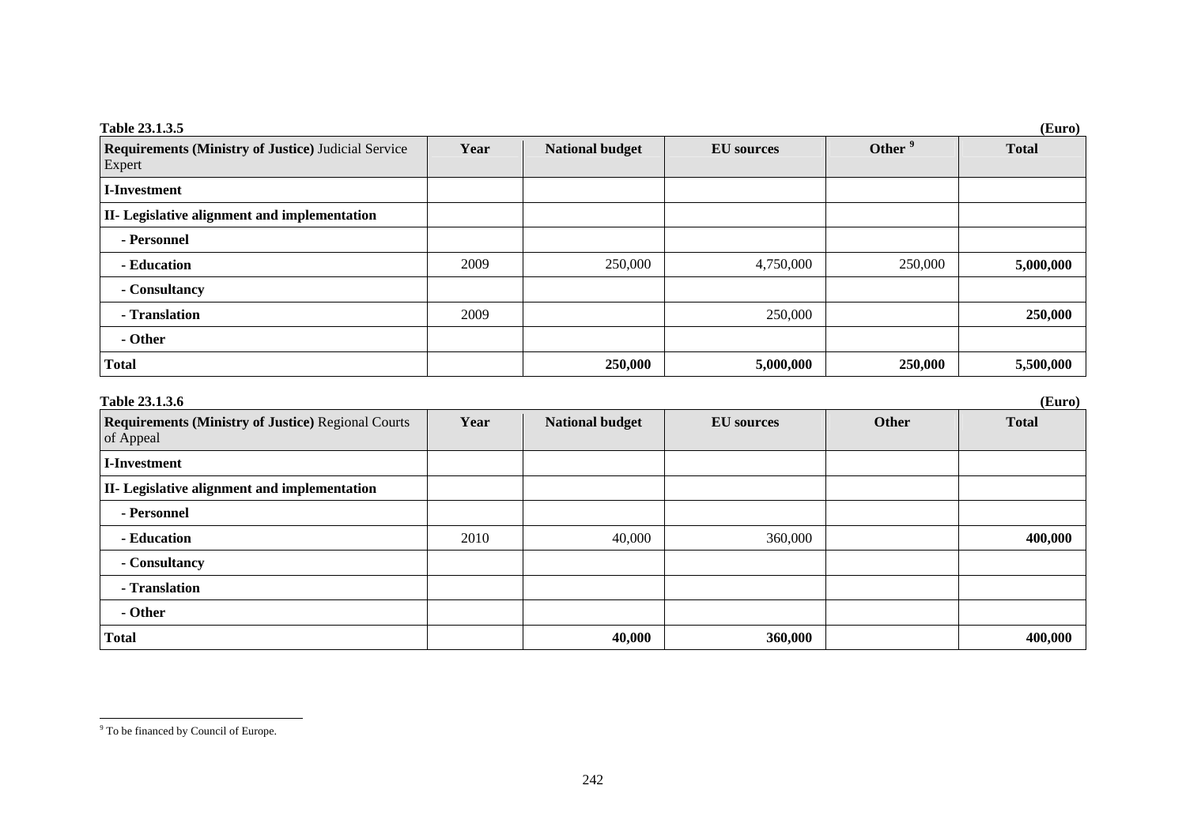**Table 23.1.3.5** **(Euro)**

| **Requirements (Ministry of Justice)** Judicial Service Expert | **Year** | **National budget** | **EU sources** | **Other** [9] | **Total** |
|---|---|---|---|---|---|
| **I-Investment** | | | | | |
| **II- Legislative alignment and implementation** | | | | | |
| **- Personnel** | | | | | |
| **- Education** | 2009 | 250,000 | 4,750,000 | 250,000 | **5,000,000** |
| **- Consultancy** | | | | | |
| **- Translation** | 2009 | | 250,000 | | **250,000** |
| **- Other** | | | | | |
| **Total** | | **250,000** | **5,000,000** | **250,000** | **5,500,000** |

**Table 23.1.3.6** **(Euro)**

| **Requirements (Ministry of Justice)** Regional Courts of Appeal | **Year** | **National budget** | **EU sources** | **Other** | **Total** |
|---|---|---|---|---|---|
| **I-Investment** | | | | | |
| **II- Legislative alignment and implementation** | | | | | |
| **- Personnel** | | | | | |
| **- Education** | 2010 | 40,000 | 360,000 | | **400,000** |
| **- Consultancy** | | | | | |
| **- Translation** | | | | | |
| **- Other** | | | | | |
| **Total** | | **40,000** | **360,000** | | **400,000** |

[9] To be financed by Council of Europe.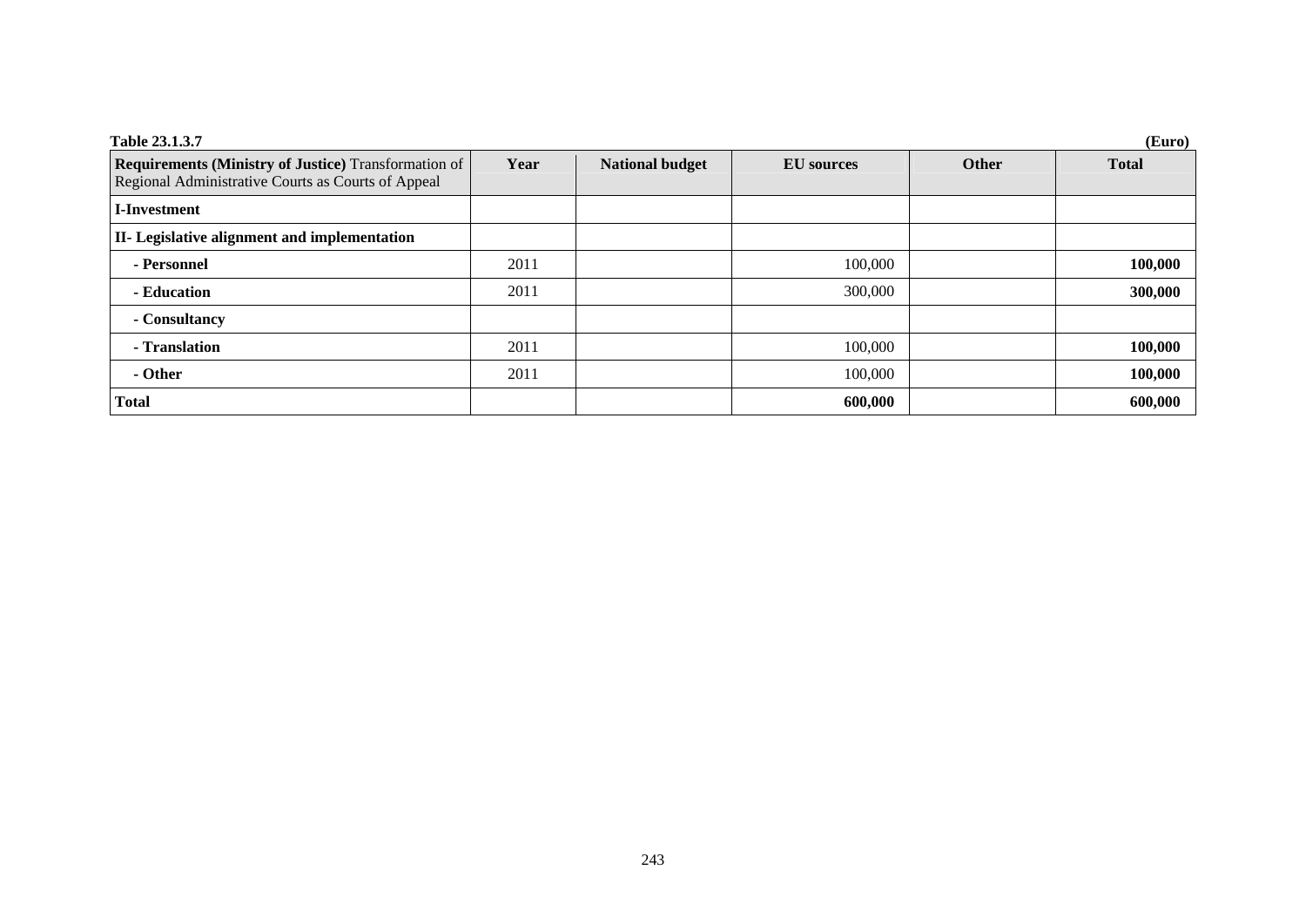**Table 23.1.3.7** **(Euro)**

| **Requirements (Ministry of Justice)** Transformation of Regional Administrative Courts as Courts of Appeal | **Year** | **National budget** | **EU sources** | **Other** | **Total** |
|---|---|---|---|---|---|
| **I-Investment** | | | | | |
| **II- Legislative alignment and implementation** | | | | | |
| **- Personnel** | 2011 | | 100,000 | | **100,000** |
| **- Education** | 2011 | | 300,000 | | **300,000** |
| **- Consultancy** | | | | | |
| **- Translation** | 2011 | | 100,000 | | **100,000** |
| **- Other** | 2011 | | 100,000 | | **100,000** |
| **Total** | | | **600,000** | | **600,000** |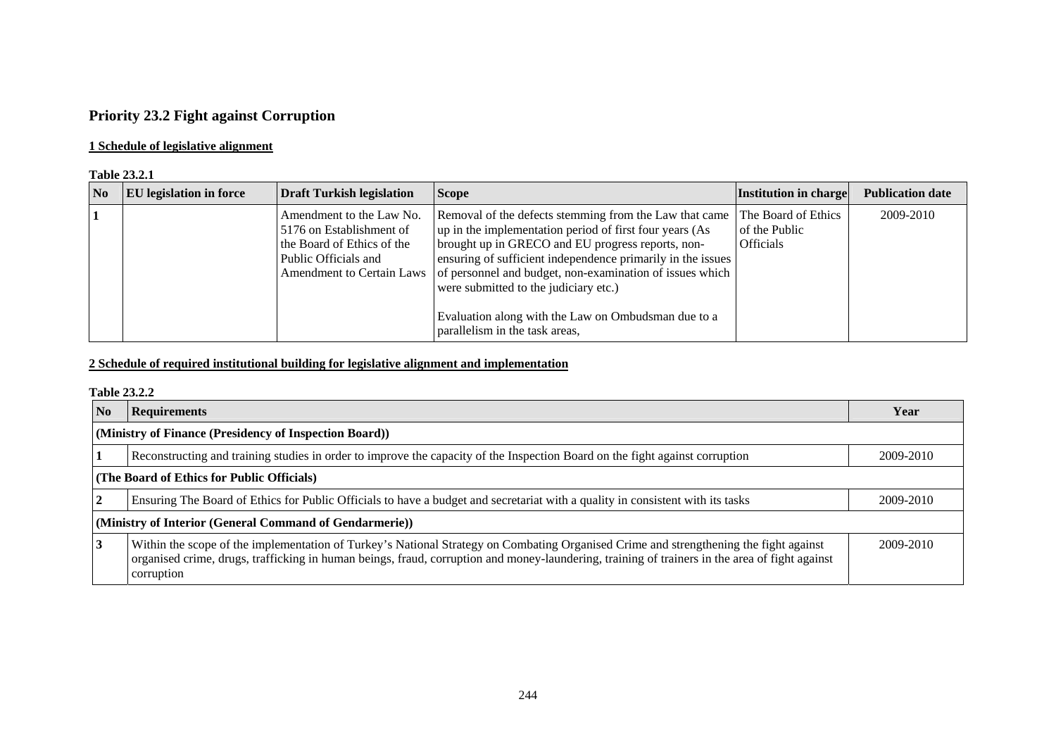## Priority 23.2 Fight against Corruption

**1 Schedule of legislative alignment**

**Table 23.2.1**

| No | EU legislation in force | Draft Turkish legislation | Scope | Institution in charge | Publication date |
|---|---|---|---|---|---|
| 1 | | Amendment to the Law No. 5176 on Establishment of the Board of Ethics of the Public Officials and Amendment to Certain Laws | Removal of the defects stemming from the Law that came up in the implementation period of first four years (As brought up in GRECO and EU progress reports, non-ensuring of sufficient independence primarily in the issues of personnel and budget, non-examination of issues which were submitted to the judiciary etc.)<br><br>Evaluation along with the Law on Ombudsman due to a parallelism in the task areas, | The Board of Ethics of the Public Officials | 2009-2010 |

**2 Schedule of required institutional building for legislative alignment and implementation**

**Table 23.2.2**

| No | Requirements | Year |
|---|---|---|
| **(Ministry of Finance (Presidency of Inspection Board))** | | |
| 1 | Reconstructing and training studies in order to improve the capacity of the Inspection Board on the fight against corruption | 2009-2010 |
| **(The Board of Ethics for Public Officials)** | | |
| 2 | Ensuring The Board of Ethics for Public Officials to have a budget and secretariat with a quality in consistent with its tasks | 2009-2010 |
| **(Ministry of Interior (General Command of Gendarmerie))** | | |
| 3 | Within the scope of the implementation of Turkey's National Strategy on Combating Organised Crime and strengthening the fight against organised crime, drugs, trafficking in human beings, fraud, corruption and money-laundering, training of trainers in the area of fight against corruption | 2009-2010 |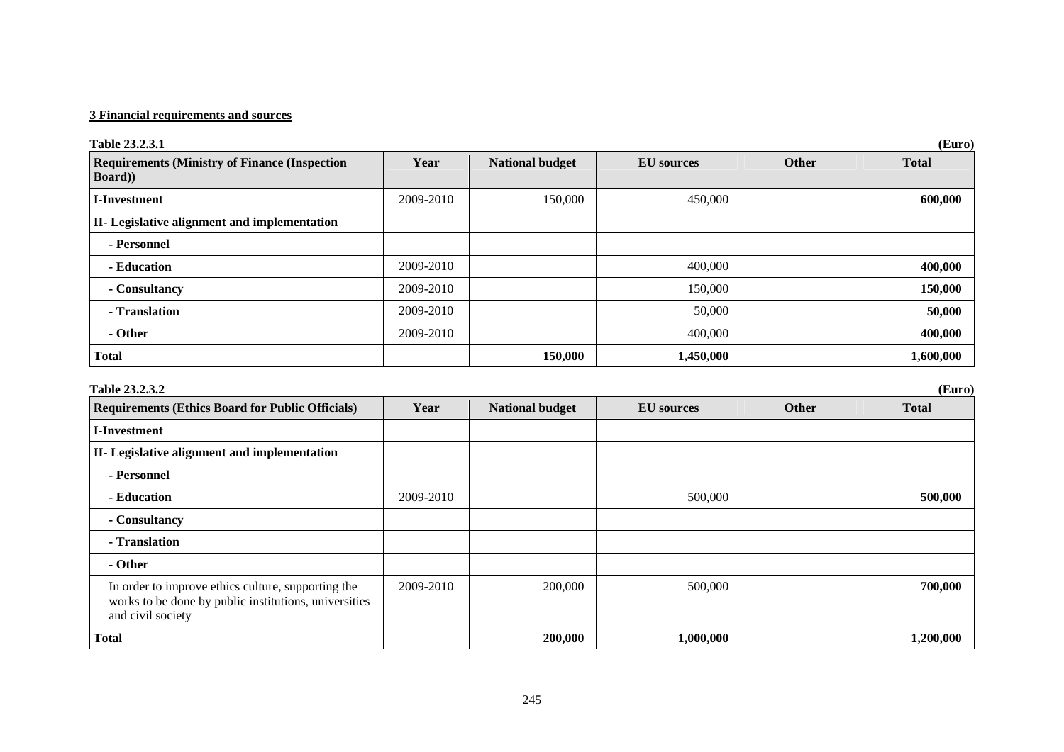**3 Financial requirements and sources**

**Table 23.2.3.1** **(Euro)**

| Requirements (Ministry of Finance (Inspection Board)) | Year | National budget | EU sources | Other | Total |
|---|---|---|---|---|---|
| **I-Investment** | 2009-2010 | 150,000 | 450,000 | | **600,000** |
| **II- Legislative alignment and implementation** | | | | | |
| **- Personnel** | | | | | |
| **- Education** | 2009-2010 | | 400,000 | | **400,000** |
| **- Consultancy** | 2009-2010 | | 150,000 | | **150,000** |
| **- Translation** | 2009-2010 | | 50,000 | | **50,000** |
| **- Other** | 2009-2010 | | 400,000 | | **400,000** |
| **Total** | | **150,000** | **1,450,000** | | **1,600,000** |

**Table 23.2.3.2** **(Euro)**

| Requirements (Ethics Board for Public Officials) | Year | National budget | EU sources | Other | Total |
|---|---|---|---|---|---|
| **I-Investment** | | | | | |
| **II- Legislative alignment and implementation** | | | | | |
| **- Personnel** | | | | | |
| **- Education** | 2009-2010 | | 500,000 | | **500,000** |
| **- Consultancy** | | | | | |
| **- Translation** | | | | | |
| **- Other** | | | | | |
| In order to improve ethics culture, supporting the works to be done by public institutions, universities and civil society | 2009-2010 | 200,000 | 500,000 | | **700,000** |
| **Total** | | **200,000** | **1,000,000** | | **1,200,000** |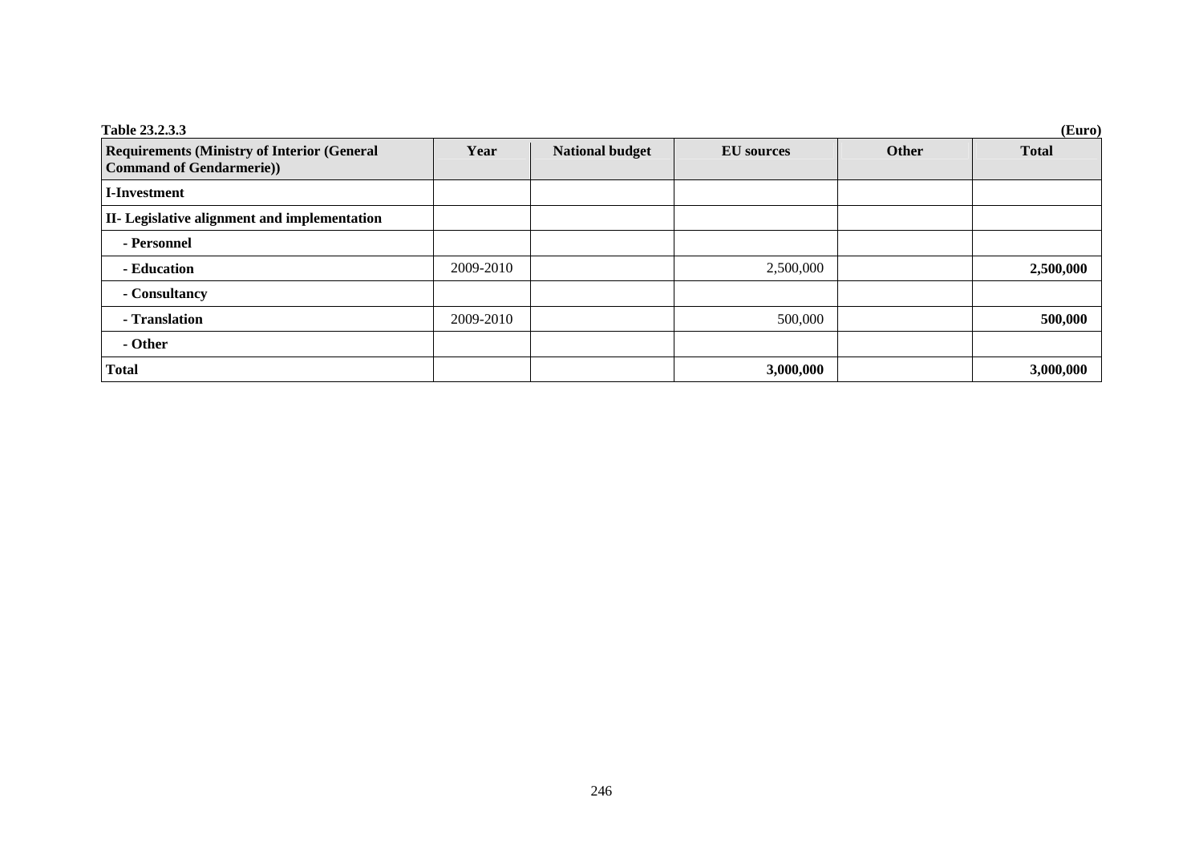**Table 23.2.3.3** **(Euro)**

| Requirements (Ministry of Interior (General Command of Gendarmerie)) | Year | National budget | EU sources | Other | Total |
|---|---|---|---|---|---|
| **I-Investment** | | | | | |
| **II- Legislative alignment and implementation** | | | | | |
| **- Personnel** | | | | | |
| **- Education** | 2009-2010 | | 2,500,000 | | **2,500,000** |
| **- Consultancy** | | | | | |
| **- Translation** | 2009-2010 | | 500,000 | | **500,000** |
| **- Other** | | | | | |
| **Total** | | | **3,000,000** | | **3,000,000** |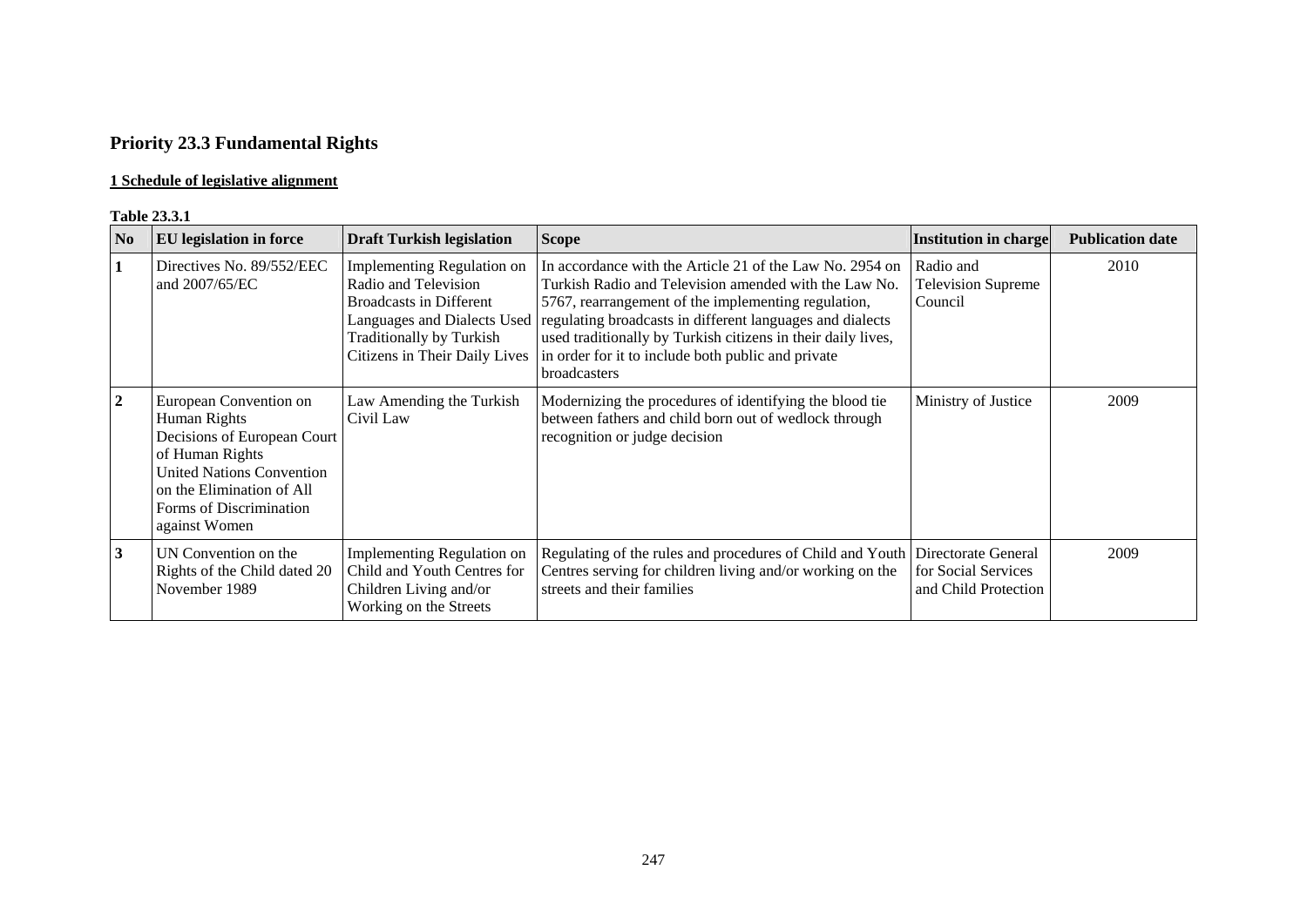# Priority 23.3 Fundamental Rights

## 1 Schedule of legislative alignment

**Table 23.3.1**

| No | EU legislation in force | Draft Turkish legislation | Scope | Institution in charge | Publication date |
|---|---|---|---|---|---|
| 1 | Directives No. 89/552/EEC and 2007/65/EC | Implementing Regulation on Radio and Television Broadcasts in Different Languages and Dialects Used Traditionally by Turkish Citizens in Their Daily Lives | In accordance with the Article 21 of the Law No. 2954 on Turkish Radio and Television amended with the Law No. 5767, rearrangement of the implementing regulation, regulating broadcasts in different languages and dialects used traditionally by Turkish citizens in their daily lives, in order for it to include both public and private broadcasters | Radio and Television Supreme Council | 2010 |
| 2 | European Convention on Human Rights<br>Decisions of European Court of Human Rights<br>United Nations Convention on the Elimination of All Forms of Discrimination against Women | Law Amending the Turkish Civil Law | Modernizing the procedures of identifying the blood tie between fathers and child born out of wedlock through recognition or judge decision | Ministry of Justice | 2009 |
| 3 | UN Convention on the Rights of the Child dated 20 November 1989 | Implementing Regulation on Child and Youth Centres for Children Living and/or Working on the Streets | Regulating of the rules and procedures of Child and Youth Centres serving for children living and/or working on the streets and their families | Directorate General for Social Services and Child Protection | 2009 |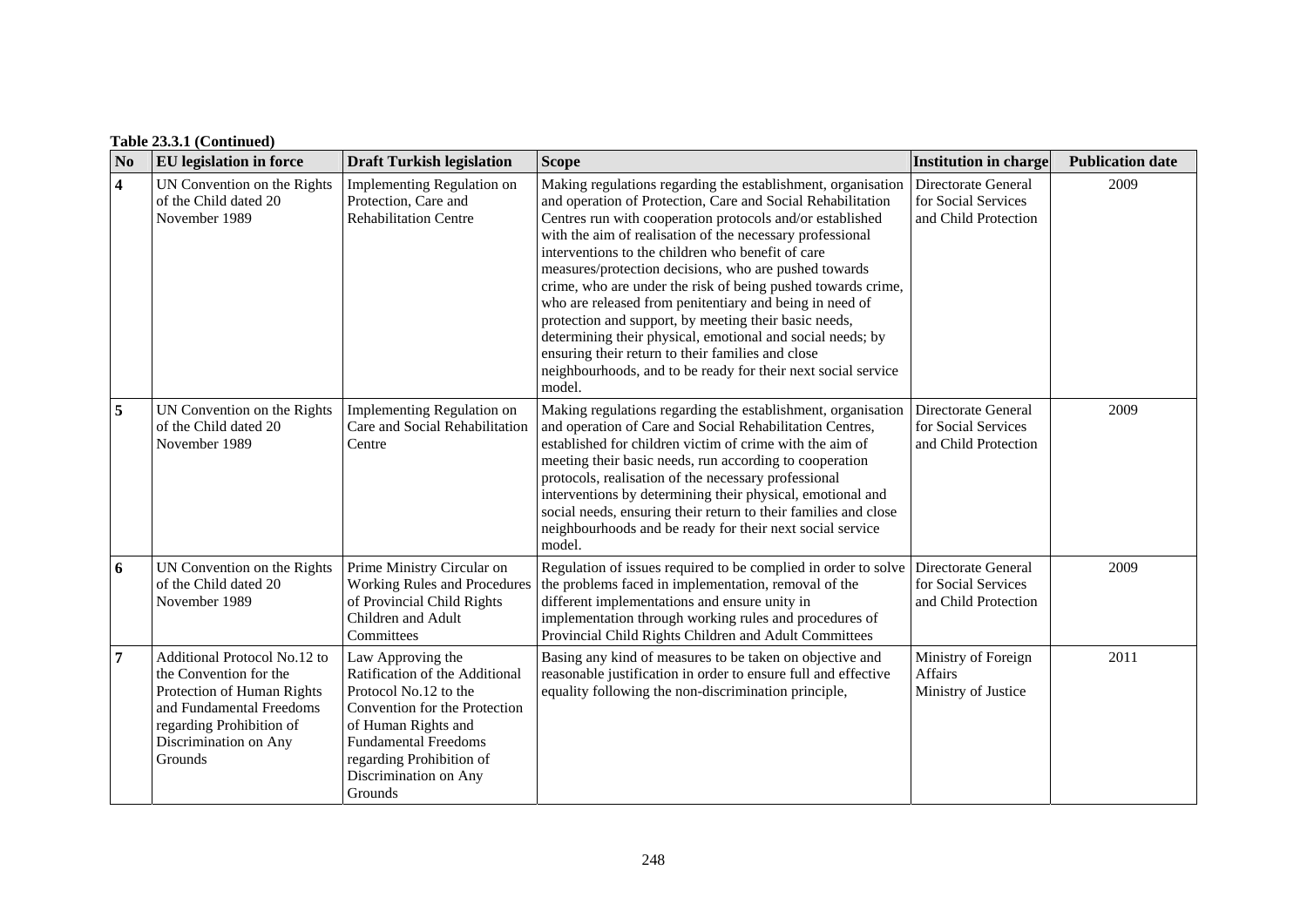**Table 23.3.1 (Continued)**

| No | EU legislation in force | Draft Turkish legislation | Scope | Institution in charge | Publication date |
|---|---|---|---|---|---|
| **4** | UN Convention on the Rights of the Child dated 20 November 1989 | Implementing Regulation on Protection, Care and Rehabilitation Centre | Making regulations regarding the establishment, organisation and operation of Protection, Care and Social Rehabilitation Centres run with cooperation protocols and/or established with the aim of realisation of the necessary professional interventions to the children who benefit of care measures/protection decisions, who are pushed towards crime, who are under the risk of being pushed towards crime, who are released from penitentiary and being in need of protection and support, by meeting their basic needs, determining their physical, emotional and social needs; by ensuring their return to their families and close neighbourhoods, and to be ready for their next social service model. | Directorate General for Social Services and Child Protection | 2009 |
| **5** | UN Convention on the Rights of the Child dated 20 November 1989 | Implementing Regulation on Care and Social Rehabilitation Centre | Making regulations regarding the establishment, organisation and operation of Care and Social Rehabilitation Centres, established for children victim of crime with the aim of meeting their basic needs, run according to cooperation protocols, realisation of the necessary professional interventions by determining their physical, emotional and social needs, ensuring their return to their families and close neighbourhoods and be ready for their next social service model. | Directorate General for Social Services and Child Protection | 2009 |
| **6** | UN Convention on the Rights of the Child dated 20 November 1989 | Prime Ministry Circular on Working Rules and Procedures of Provincial Child Rights Children and Adult Committees | Regulation of issues required to be complied in order to solve the problems faced in implementation, removal of the different implementations and ensure unity in implementation through working rules and procedures of Provincial Child Rights Children and Adult Committees | Directorate General for Social Services and Child Protection | 2009 |
| **7** | Additional Protocol No.12 to the Convention for the Protection of Human Rights and Fundamental Freedoms regarding Prohibition of Discrimination on Any Grounds | Law Approving the Ratification of the Additional Protocol No.12 to the Convention for the Protection of Human Rights and Fundamental Freedoms regarding Prohibition of Discrimination on Any Grounds | Basing any kind of measures to be taken on objective and reasonable justification in order to ensure full and effective equality following the non-discrimination principle, | Ministry of Foreign Affairs Ministry of Justice | 2011 |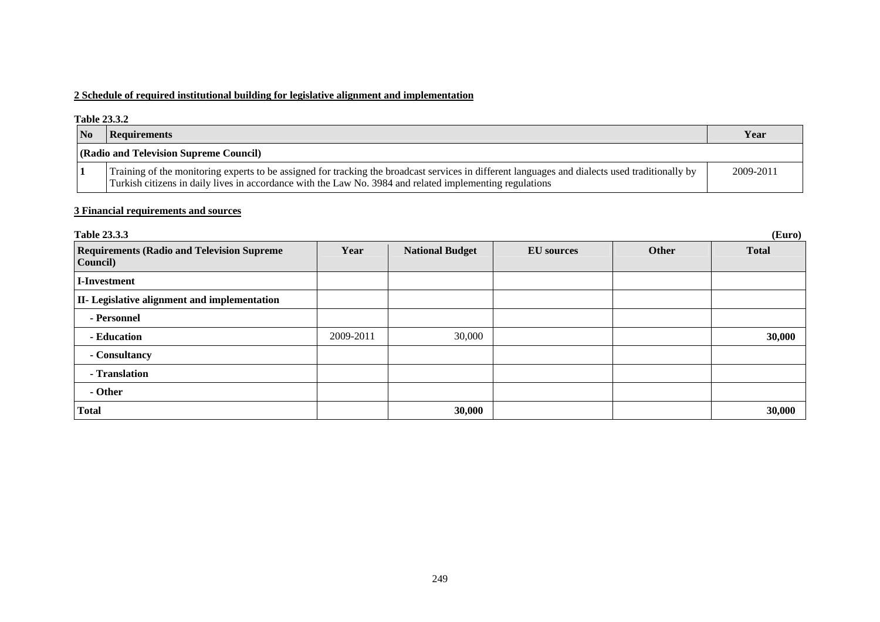**2 Schedule of required institutional building for legislative alignment and implementation**

**Table 23.3.2**

| No | Requirements | Year |
|---|---|---|
| **(Radio and Television Supreme Council)** | | |
| 1 | Training of the monitoring experts to be assigned for tracking the broadcast services in different languages and dialects used traditionally by Turkish citizens in daily lives in accordance with the Law No. 3984 and related implementing regulations | 2009-2011 |

**3 Financial requirements and sources**

**Table 23.3.3** **(Euro)**

| Requirements (Radio and Television Supreme Council) | Year | National Budget | EU sources | Other | Total |
|---|---|---|---|---|---|
| **I-Investment** | | | | | |
| **II- Legislative alignment and implementation** | | | | | |
| **- Personnel** | | | | | |
| **- Education** | 2009-2011 | 30,000 | | | **30,000** |
| **- Consultancy** | | | | | |
| **- Translation** | | | | | |
| **- Other** | | | | | |
| **Total** | | **30,000** | | | **30,000** |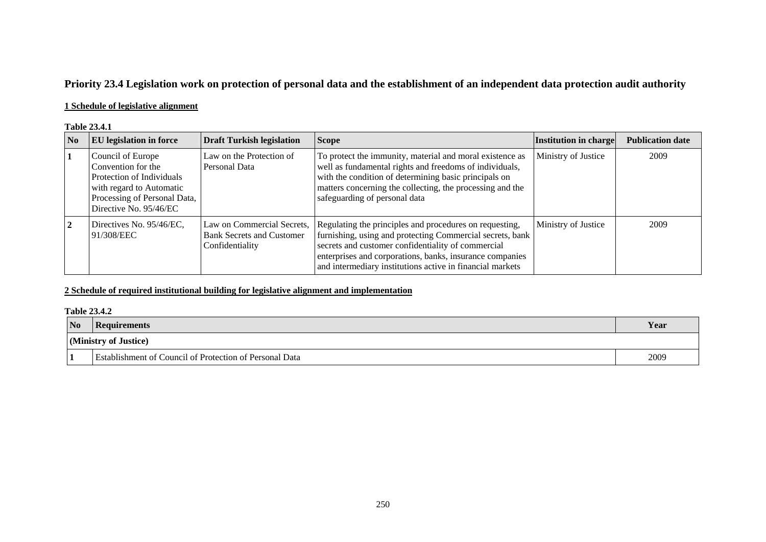## Priority 23.4 Legislation work on protection of personal data and the establishment of an independent data protection audit authority

### 1 Schedule of legislative alignment

**Table 23.4.1**

| No | EU legislation in force | Draft Turkish legislation | Scope | Institution in charge | Publication date |
|---|---|---|---|---|---|
| 1 | Council of Europe Convention for the Protection of Individuals with regard to Automatic Processing of Personal Data, Directive No. 95/46/EC | Law on the Protection of Personal Data | To protect the immunity, material and moral existence as well as fundamental rights and freedoms of individuals, with the condition of determining basic principals on matters concerning the collecting, the processing and the safeguarding of personal data | Ministry of Justice | 2009 |
| 2 | Directives No. 95/46/EC, 91/308/EEC | Law on Commercial Secrets, Bank Secrets and Customer Confidentiality | Regulating the principles and procedures on requesting, furnishing, using and protecting Commercial secrets, bank secrets and customer confidentiality of commercial enterprises and corporations, banks, insurance companies and intermediary institutions active in financial markets | Ministry of Justice | 2009 |

### 2 Schedule of required institutional building for legislative alignment and implementation

**Table 23.4.2**

| No | Requirements | Year |
|---|---|---|
| **(Ministry of Justice)** | | |
| 1 | Establishment of Council of Protection of Personal Data | 2009 |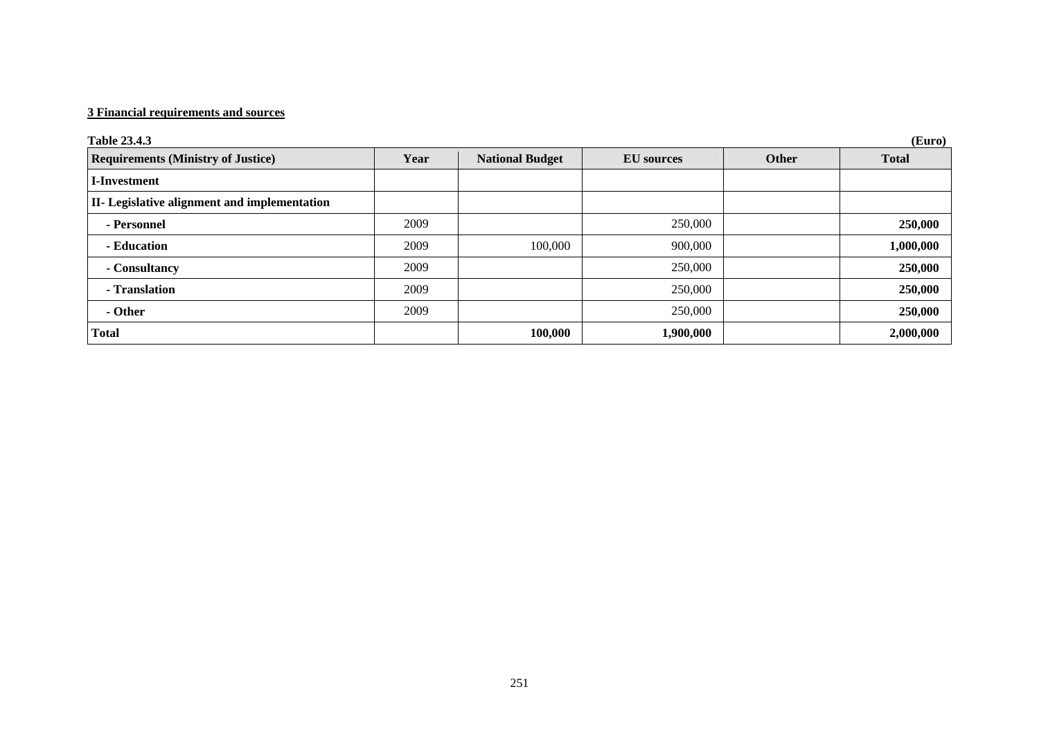**3 Financial requirements and sources**

**Table 23.4.3** **(Euro)**

| Requirements (Ministry of Justice) | Year | National Budget | EU sources | Other | Total |
|---|---|---|---|---|---|
| **I-Investment** | | | | | |
| **II- Legislative alignment and implementation** | | | | | |
| **- Personnel** | 2009 | | 250,000 | | **250,000** |
| **- Education** | 2009 | 100,000 | 900,000 | | **1,000,000** |
| **- Consultancy** | 2009 | | 250,000 | | **250,000** |
| **- Translation** | 2009 | | 250,000 | | **250,000** |
| **- Other** | 2009 | | 250,000 | | **250,000** |
| **Total** | | **100,000** | **1,900,000** | | **2,000,000** |